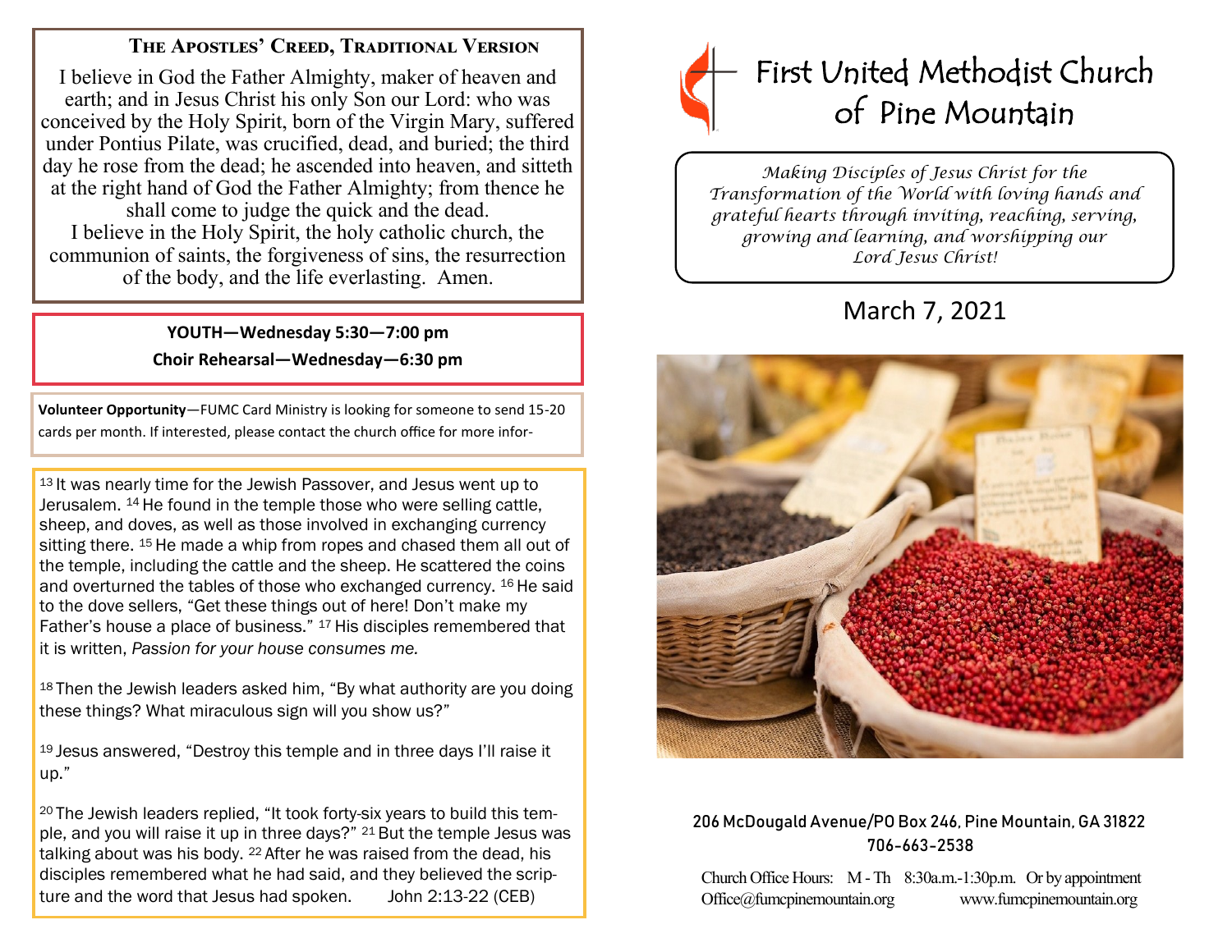## The Apostles' Creed, Traditional Version

I believe in God the Father Almighty, maker of heaven and earth; and in Jesus Christ his only Son our Lord: who was conceived by the Holy Spirit, born of the Virgin Mary, suffered under Pontius Pilate, was crucified, dead, and buried; the third day he rose from the dead; he ascended into heaven, and sitteth at the right hand of God the Father Almighty; from thence he shall come to judge the quick and the dead.
I believe in the Holy Spirit, the holy catholic church, the communion of saints, the forgiveness of sins, the resurrection of the body, and the life everlasting. Amen.

**YOUTH—Wednesday 5:30—7:00 pm**

**Choir Rehearsal—Wednesday—6:30 pm**

**Volunteer Opportunity**—FUMC Card Ministry is looking for someone to send 15-20 cards per month. If interested, please contact the church office for more infor-

13 It was nearly time for the Jewish Passover, and Jesus went up to Jerusalem. 14 He found in the temple those who were selling cattle, sheep, and doves, as well as those involved in exchanging currency sitting there. 15 He made a whip from ropes and chased them all out of the temple, including the cattle and the sheep. He scattered the coins and overturned the tables of those who exchanged currency. 16 He said to the dove sellers, "Get these things out of here! Don't make my Father's house a place of business." 17 His disciples remembered that it is written, *Passion for your house consumes me.*

18 Then the Jewish leaders asked him, "By what authority are you doing these things? What miraculous sign will you show us?"

19 Jesus answered, "Destroy this temple and in three days I'll raise it up."

20 The Jewish leaders replied, "It took forty-six years to build this temple, and you will raise it up in three days?" 21 But the temple Jesus was talking about was his body. 22 After he was raised from the dead, his disciples remembered what he had said, and they believed the scripture and the word that Jesus had spoken. John 2:13-22 (CEB)

# First United Methodist Church of Pine Mountain

*Making Disciples of Jesus Christ for the Transformation of the World with loving hands and grateful hearts through inviting, reaching, serving, growing and learning, and worshipping our Lord Jesus Christ!*

## March 7, 2021

**206 McDougald Avenue/PO Box 246, Pine Mountain, GA 31822**
**706-663-2538**

Church Office Hours: M - Th 8:30a.m.-1:30p.m. Or by appointment
Office@fumcpinemountain.org www.fumcpinemountain.org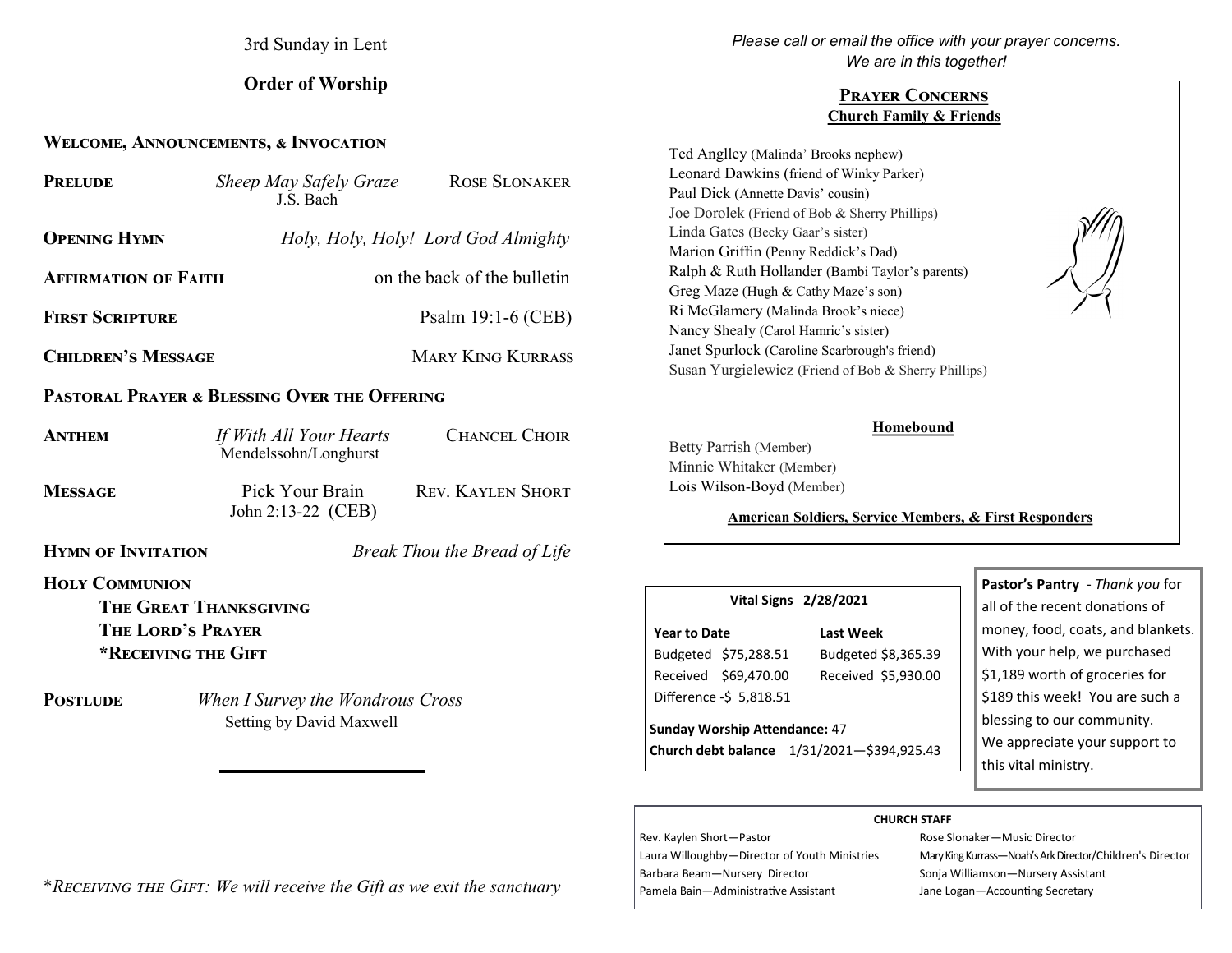3rd Sunday in Lent

**Order of Worship**

**WELCOME, ANNOUNCEMENTS, & INVOCATION**

**PRELUDE** *Sheep May Safely Graze* J.S. Bach — ROSE SLONAKER

**OPENING HYMN** *Holy, Holy, Holy! Lord God Almighty*

**AFFIRMATION OF FAITH** on the back of the bulletin

**FIRST SCRIPTURE** Psalm 19:1-6 (CEB)

**CHILDREN'S MESSAGE** MARY KING KURRASS

**PASTORAL PRAYER & BLESSING OVER THE OFFERING**

**ANTHEM** *If With All Your Hearts* Mendelssohn/Longhurst — CHANCEL CHOIR

**MESSAGE** Pick Your Brain John 2:13-22 (CEB) — REV. KAYLEN SHORT

**HYMN OF INVITATION** *Break Thou the Bread of Life*

**HOLY COMMUNION**

**THE GREAT THANKSGIVING**

**THE LORD'S PRAYER**

***RECEIVING THE GIFT**

**POSTLUDE** *When I Survey the Wondrous Cross* Setting by David Maxwell

---

*\*RECEIVING THE GIFT: We will receive the Gift as we exit the sanctuary*

*Please call or email the office with your prayer concerns. We are in this together!*

## PRAYER CONCERNS

**Church Family & Friends**

Ted Anglley (Malinda' Brooks nephew)
Leonard Dawkins (friend of Winky Parker)
Paul Dick (Annette Davis' cousin)
Joe Dorolek (Friend of Bob & Sherry Phillips)
Linda Gates (Becky Gaar's sister)
Marion Griffin (Penny Reddick's Dad)
Ralph & Ruth Hollander (Bambi Taylor's parents)
Greg Maze (Hugh & Cathy Maze's son)
Ri McGlamery (Malinda Brook's niece)
Nancy Shealy (Carol Hamric's sister)
Janet Spurlock (Caroline Scarbrough's friend)
Susan Yurgielewicz (Friend of Bob & Sherry Phillips)

**Homebound**

Betty Parrish (Member)
Minnie Whitaker (Member)
Lois Wilson-Boyd (Member)

**American Soldiers, Service Members, & First Responders**

**Vital Signs 2/28/2021**

| Year to Date | Last Week |
|---|---|
| Budgeted $75,288.51 | Budgeted $8,365.39 |
| Received $69,470.00 | Received $5,930.00 |
| Difference -$ 5,818.51 | |

**Sunday Worship Attendance:** 47
**Church debt balance** 1/31/2021—$394,925.43

**Pastor's Pantry** - *Thank you* for all of the recent donations of money, food, coats, and blankets. With your help, we purchased $1,189 worth of groceries for $189 this week! You are such a blessing to our community. We appreciate your support to this vital ministry.

**CHURCH STAFF**

Rev. Kaylen Short—Pastor
Laura Willoughby—Director of Youth Ministries
Barbara Beam—Nursery Director
Pamela Bain—Administrative Assistant
Rose Slonaker—Music Director
Mary King Kurrass—Noah's Ark Director/Children's Director
Sonja Williamson—Nursery Assistant
Jane Logan—Accounting Secretary